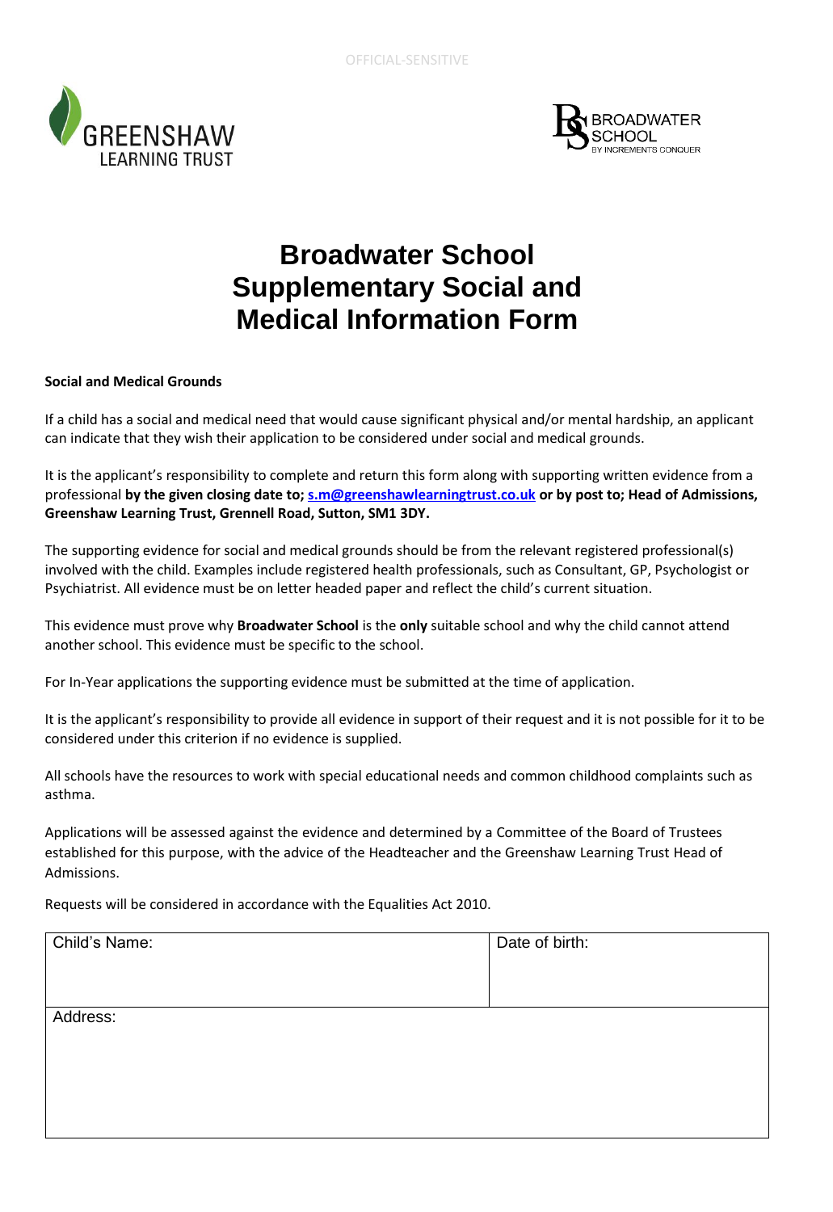OFFICIAL-SENSITIVE

# Broadwater School Supplementary Social and Medical Information Form

**Social and Medical Grounds**

If a child has a social and medical need that would cause significant physical and/or mental hardship, an applicant can indicate that they wish their application to be considered under social and medical grounds.

It is the applicant's responsibility to complete and return this form along with supporting written evidence from a professional **by the given closing date to; s.m@greenshawlearningtrust.co.uk or by post to; Head of Admissions, Greenshaw Learning Trust, Grennell Road, Sutton, SM1 3DY.**

The supporting evidence for social and medical grounds should be from the relevant registered professional(s) involved with the child. Examples include registered health professionals, such as Consultant, GP, Psychologist or Psychiatrist. All evidence must be on letter headed paper and reflect the child's current situation.

This evidence must prove why **Broadwater School** is the **only** suitable school and why the child cannot attend another school. This evidence must be specific to the school.

For In-Year applications the supporting evidence must be submitted at the time of application.

It is the applicant's responsibility to provide all evidence in support of their request and it is not possible for it to be considered under this criterion if no evidence is supplied.

All schools have the resources to work with special educational needs and common childhood complaints such as asthma.

Applications will be assessed against the evidence and determined by a Committee of the Board of Trustees established for this purpose, with the advice of the Headteacher and the Greenshaw Learning Trust Head of Admissions.

Requests will be considered in accordance with the Equalities Act 2010.

| Child's Name: | Date of birth: |
|---|---|
| Address: | |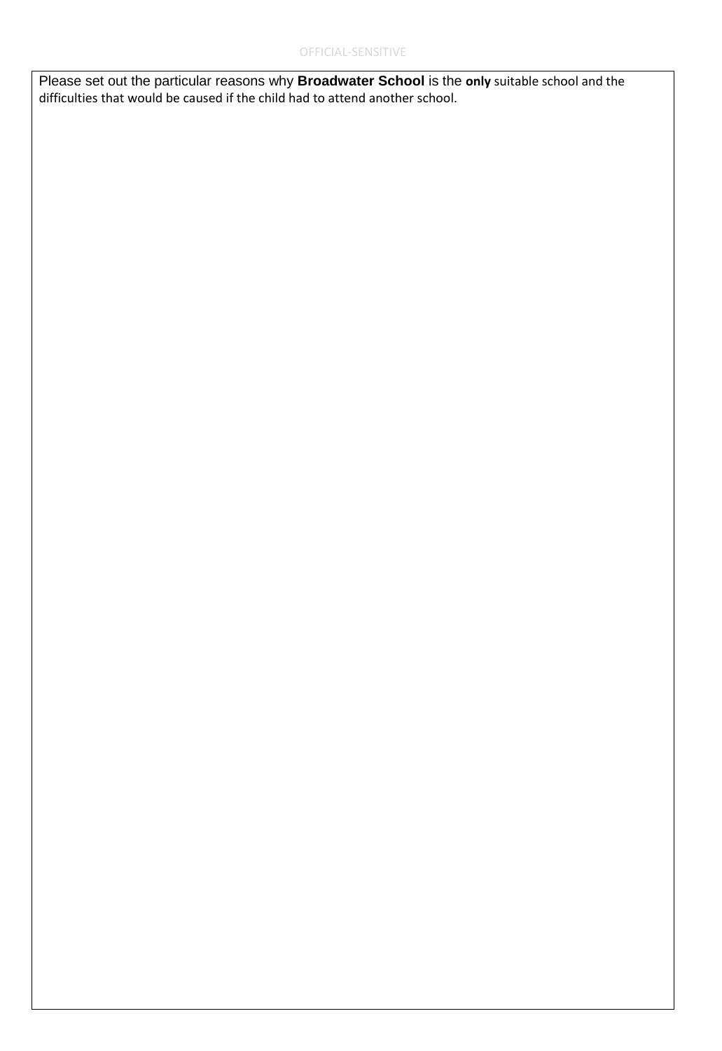Please set out the particular reasons why **Broadwater School** is the **only** suitable school and the difficulties that would be caused if the child had to attend another school.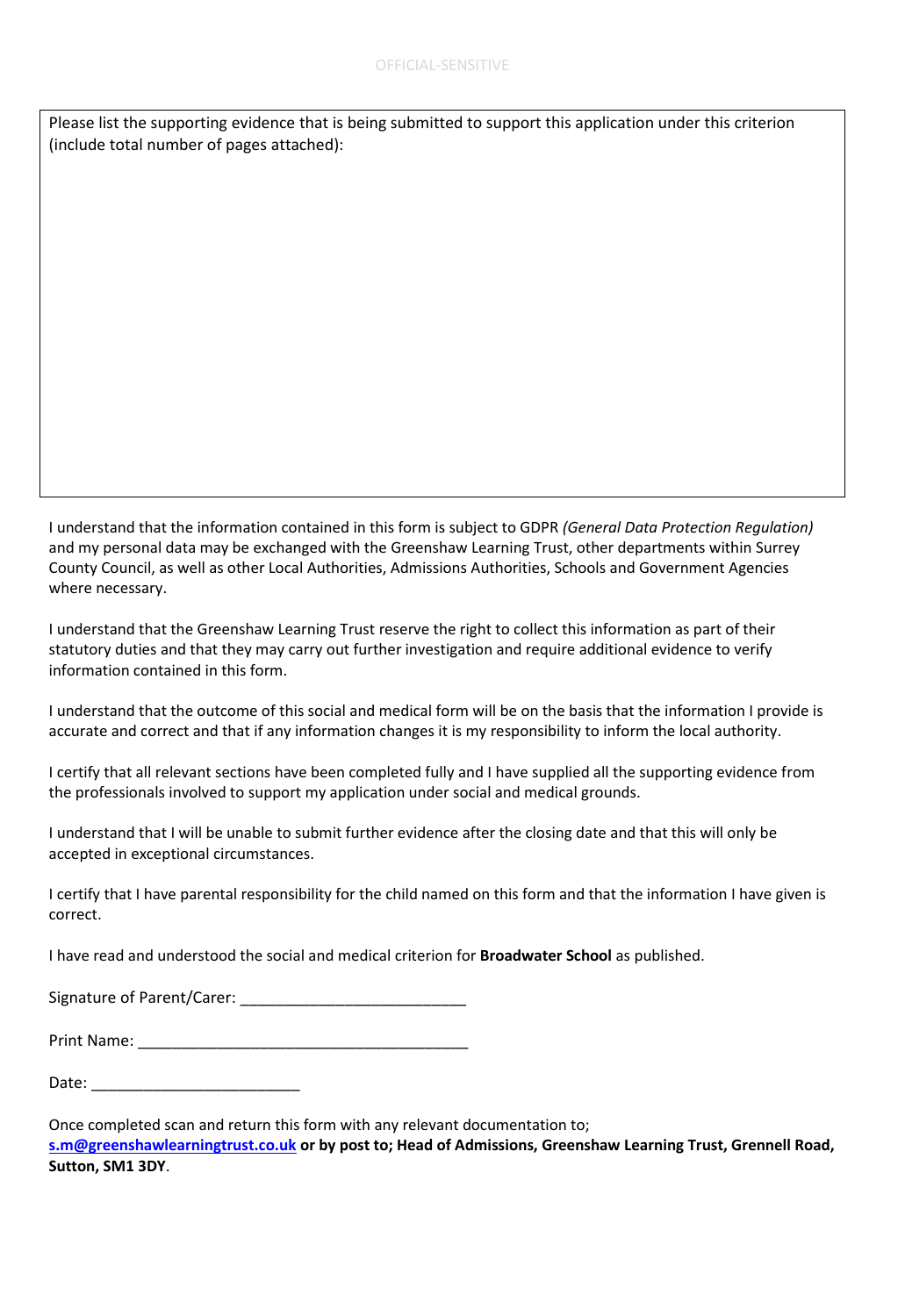| Please list the supporting evidence that is being submitted to support this application under this criterion (include total number of pages attached): |
| --- |
| |

I understand that the information contained in this form is subject to GDPR *(General Data Protection Regulation)* and my personal data may be exchanged with the Greenshaw Learning Trust, other departments within Surrey County Council, as well as other Local Authorities, Admissions Authorities, Schools and Government Agencies where necessary.

I understand that the Greenshaw Learning Trust reserve the right to collect this information as part of their statutory duties and that they may carry out further investigation and require additional evidence to verify information contained in this form.

I understand that the outcome of this social and medical form will be on the basis that the information I provide is accurate and correct and that if any information changes it is my responsibility to inform the local authority.

I certify that all relevant sections have been completed fully and I have supplied all the supporting evidence from the professionals involved to support my application under social and medical grounds.

I understand that I will be unable to submit further evidence after the closing date and that this will only be accepted in exceptional circumstances.

I certify that I have parental responsibility for the child named on this form and that the information I have given is correct.

I have read and understood the social and medical criterion for **Broadwater School** as published.

Signature of Parent/Carer: ___________________________

Print Name: _______________________________________

Date: _________________________

Once completed scan and return this form with any relevant documentation to;
**s.m@greenshawlearningtrust.co.uk or by post to; Head of Admissions, Greenshaw Learning Trust, Grennell Road, Sutton, SM1 3DY**.